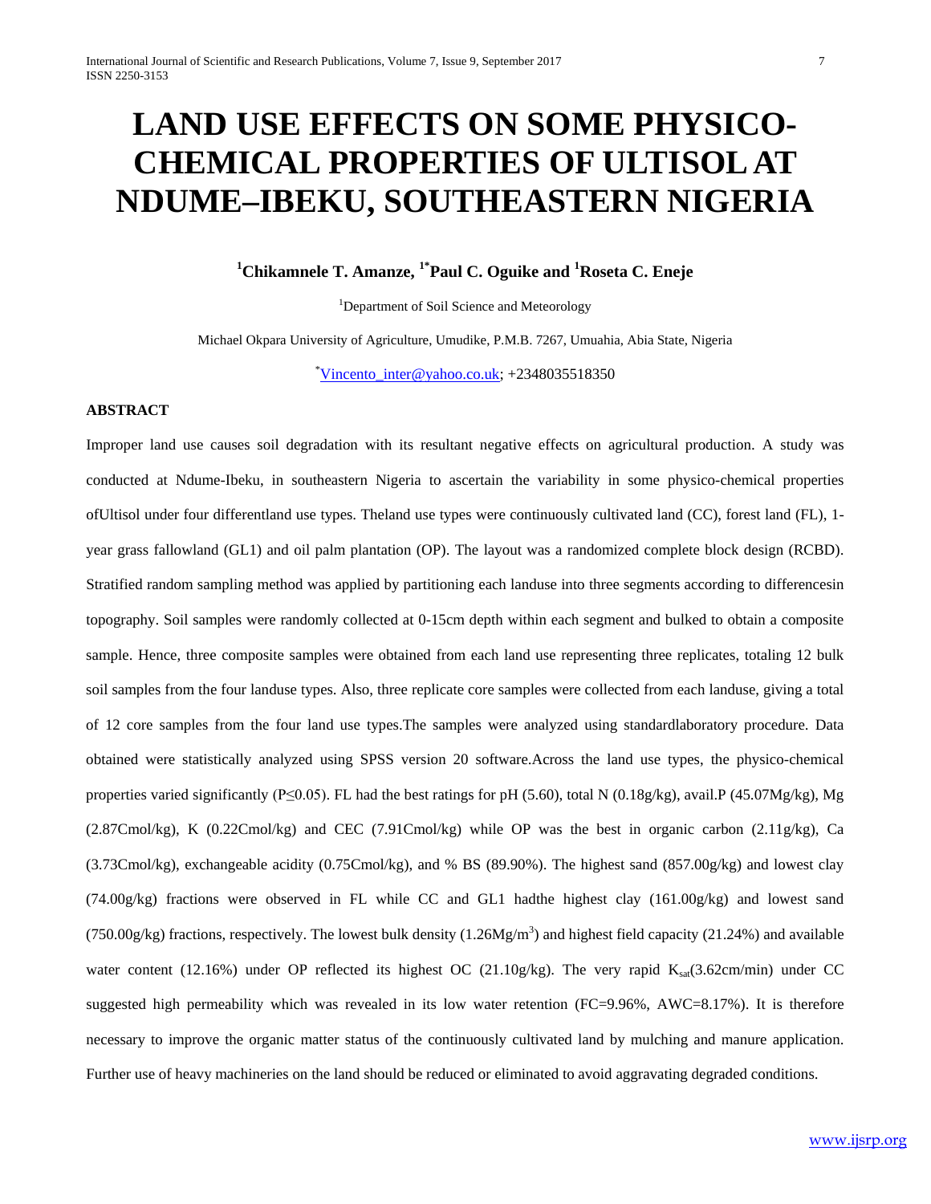# LAND USE EFFECTS ON SOME PHYSICO-CHEMICAL PROPERTIES OF ULTISOL AT NDUME–IBEKU, SOUTHEASTERN NIGERIA

**[1]Chikamnele T. Amanze, [1*]Paul C. Oguike and [1]Roseta C. Eneje**

[1]Department of Soil Science and Meteorology

Michael Okpara University of Agriculture, Umudike, P.M.B. 7267, Umuahia, Abia State, Nigeria

[*]Vincento_inter@yahoo.co.uk; +2348035518350

**ABSTRACT**

Improper land use causes soil degradation with its resultant negative effects on agricultural production. A study was conducted at Ndume-Ibeku, in southeastern Nigeria to ascertain the variability in some physico-chemical properties ofUltisol under four differentland use types. Theland use types were continuously cultivated land (CC), forest land (FL), 1-year grass fallowland (GL1) and oil palm plantation (OP). The layout was a randomized complete block design (RCBD). Stratified random sampling method was applied by partitioning each landuse into three segments according to differencesin topography. Soil samples were randomly collected at 0-15cm depth within each segment and bulked to obtain a composite sample. Hence, three composite samples were obtained from each land use representing three replicates, totaling 12 bulk soil samples from the four landuse types. Also, three replicate core samples were collected from each landuse, giving a total of 12 core samples from the four land use types.The samples were analyzed using standardlaboratory procedure. Data obtained were statistically analyzed using SPSS version 20 software.Across the land use types, the physico-chemical properties varied significantly ($P \leq 0.05$). FL had the best ratings for pH (5.60), total N (0.18g/kg), avail.P (45.07Mg/kg), Mg (2.87Cmol/kg), K (0.22Cmol/kg) and CEC (7.91Cmol/kg) while OP was the best in organic carbon (2.11g/kg), Ca (3.73Cmol/kg), exchangeable acidity (0.75Cmol/kg), and % BS (89.90%). The highest sand (857.00g/kg) and lowest clay (74.00g/kg) fractions were observed in FL while CC and GL1 hadthe highest clay (161.00g/kg) and lowest sand (750.00g/kg) fractions, respectively. The lowest bulk density (1.26Mg/m$^3$) and highest field capacity (21.24%) and available water content (12.16%) under OP reflected its highest OC (21.10g/kg). The very rapid $K_{sat}$(3.62cm/min) under CC suggested high permeability which was revealed in its low water retention (FC=9.96%, AWC=8.17%). It is therefore necessary to improve the organic matter status of the continuously cultivated land by mulching and manure application. Further use of heavy machineries on the land should be reduced or eliminated to avoid aggravating degraded conditions.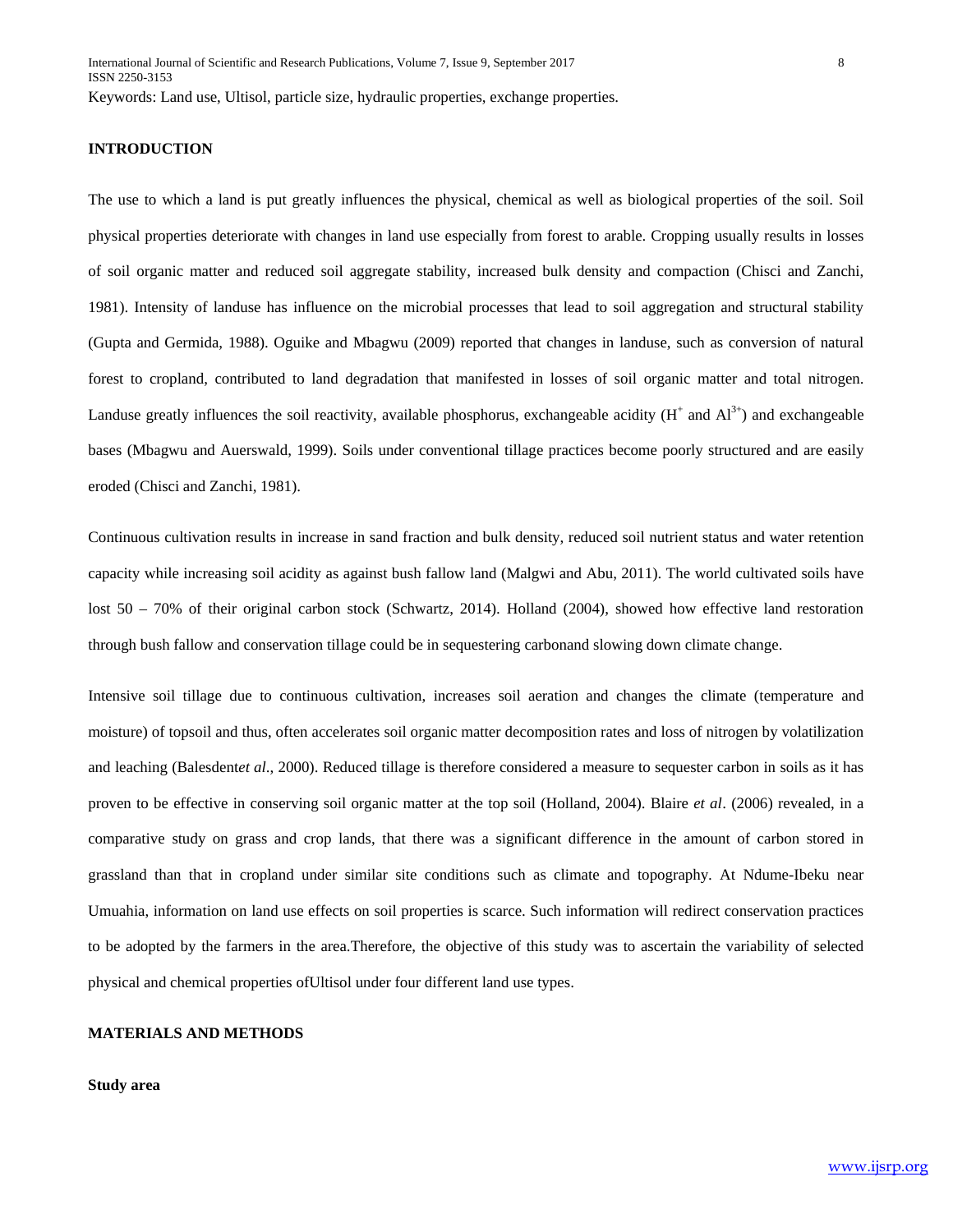Keywords: Land use, Ultisol, particle size, hydraulic properties, exchange properties.

## INTRODUCTION

The use to which a land is put greatly influences the physical, chemical as well as biological properties of the soil. Soil physical properties deteriorate with changes in land use especially from forest to arable. Cropping usually results in losses of soil organic matter and reduced soil aggregate stability, increased bulk density and compaction (Chisci and Zanchi, 1981). Intensity of landuse has influence on the microbial processes that lead to soil aggregation and structural stability (Gupta and Germida, 1988). Oguike and Mbagwu (2009) reported that changes in landuse, such as conversion of natural forest to cropland, contributed to land degradation that manifested in losses of soil organic matter and total nitrogen. Landuse greatly influences the soil reactivity, available phosphorus, exchangeable acidity ($H^+$ and $Al^{3+}$) and exchangeable bases (Mbagwu and Auerswald, 1999). Soils under conventional tillage practices become poorly structured and are easily eroded (Chisci and Zanchi, 1981).

Continuous cultivation results in increase in sand fraction and bulk density, reduced soil nutrient status and water retention capacity while increasing soil acidity as against bush fallow land (Malgwi and Abu, 2011). The world cultivated soils have lost 50 – 70% of their original carbon stock (Schwartz, 2014). Holland (2004), showed how effective land restoration through bush fallow and conservation tillage could be in sequestering carbonand slowing down climate change.

Intensive soil tillage due to continuous cultivation, increases soil aeration and changes the climate (temperature and moisture) of topsoil and thus, often accelerates soil organic matter decomposition rates and loss of nitrogen by volatilization and leaching (Balesdent*et al*., 2000). Reduced tillage is therefore considered a measure to sequester carbon in soils as it has proven to be effective in conserving soil organic matter at the top soil (Holland, 2004). Blaire *et al*. (2006) revealed, in a comparative study on grass and crop lands, that there was a significant difference in the amount of carbon stored in grassland than that in cropland under similar site conditions such as climate and topography. At Ndume-Ibeku near Umuahia, information on land use effects on soil properties is scarce. Such information will redirect conservation practices to be adopted by the farmers in the area.Therefore, the objective of this study was to ascertain the variability of selected physical and chemical properties ofUltisol under four different land use types.

## MATERIALS AND METHODS

### Study area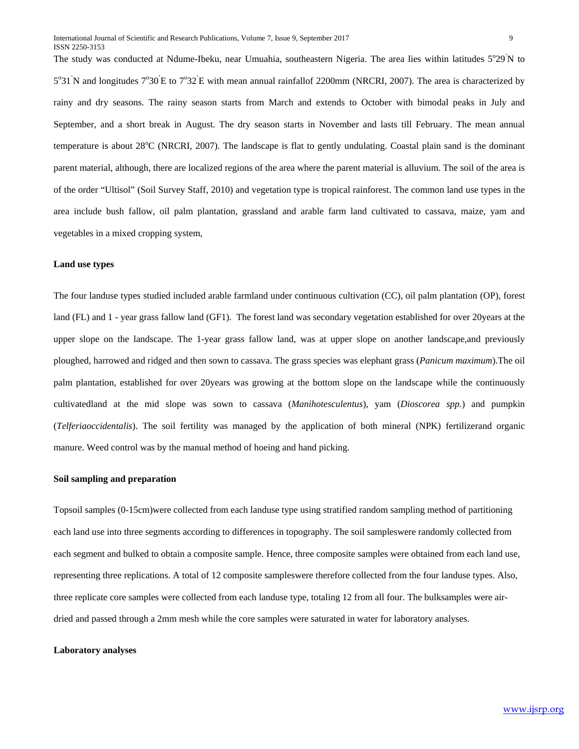The study was conducted at Ndume-Ibeku, near Umuahia, southeastern Nigeria. The area lies within latitudes 5°29'N to 5°31'N and longitudes 7°30'E to 7°32'E with mean annual rainfallof 2200mm (NRCRI, 2007). The area is characterized by rainy and dry seasons. The rainy season starts from March and extends to October with bimodal peaks in July and September, and a short break in August. The dry season starts in November and lasts till February. The mean annual temperature is about 28°C (NRCRI, 2007). The landscape is flat to gently undulating. Coastal plain sand is the dominant parent material, although, there are localized regions of the area where the parent material is alluvium. The soil of the area is of the order "Ultisol" (Soil Survey Staff, 2010) and vegetation type is tropical rainforest. The common land use types in the area include bush fallow, oil palm plantation, grassland and arable farm land cultivated to cassava, maize, yam and vegetables in a mixed cropping system,

**Land use types**

The four landuse types studied included arable farmland under continuous cultivation (CC), oil palm plantation (OP), forest land (FL) and 1 - year grass fallow land (GF1). The forest land was secondary vegetation established for over 20years at the upper slope on the landscape. The 1-year grass fallow land, was at upper slope on another landscape,and previously ploughed, harrowed and ridged and then sown to cassava. The grass species was elephant grass (*Panicum maximum*).The oil palm plantation, established for over 20years was growing at the bottom slope on the landscape while the continuously cultivatedland at the mid slope was sown to cassava (*Manihotesculentus*), yam (*Dioscorea spp.*) and pumpkin (*Telferiaoccidentalis*). The soil fertility was managed by the application of both mineral (NPK) fertilizerand organic manure. Weed control was by the manual method of hoeing and hand picking.

**Soil sampling and preparation**

Topsoil samples (0-15cm)were collected from each landuse type using stratified random sampling method of partitioning each land use into three segments according to differences in topography. The soil sampleswere randomly collected from each segment and bulked to obtain a composite sample. Hence, three composite samples were obtained from each land use, representing three replications. A total of 12 composite sampleswere therefore collected from the four landuse types. Also, three replicate core samples were collected from each landuse type, totaling 12 from all four. The bulksamples were air-dried and passed through a 2mm mesh while the core samples were saturated in water for laboratory analyses.

**Laboratory analyses**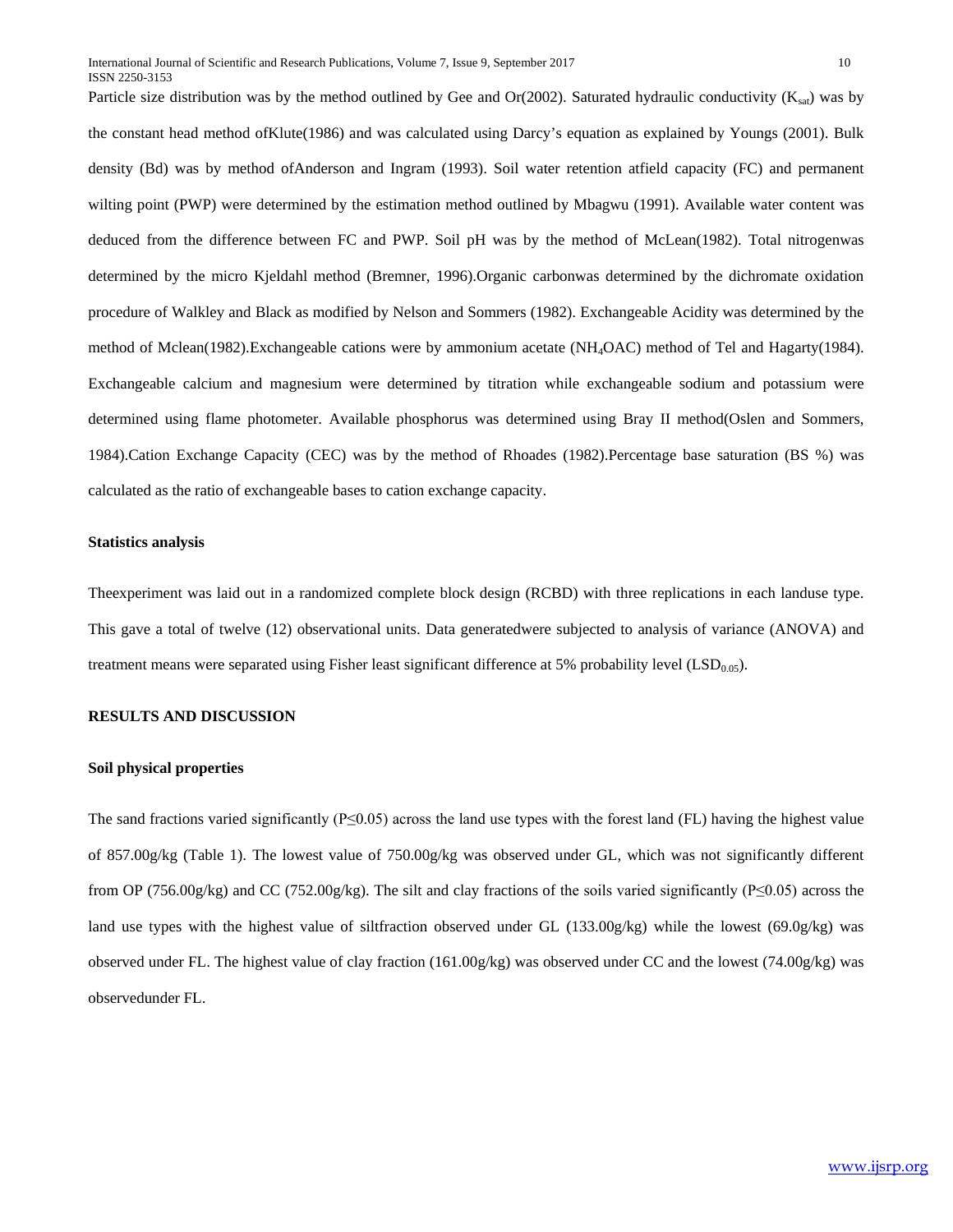Particle size distribution was by the method outlined by Gee and Or(2002). Saturated hydraulic conductivity ($K_{sat}$) was by the constant head method ofKlute(1986) and was calculated using Darcy's equation as explained by Youngs (2001). Bulk density (Bd) was by method ofAnderson and Ingram (1993). Soil water retention atfield capacity (FC) and permanent wilting point (PWP) were determined by the estimation method outlined by Mbagwu (1991). Available water content was deduced from the difference between FC and PWP. Soil pH was by the method of McLean(1982). Total nitrogenwas determined by the micro Kjeldahl method (Bremner, 1996).Organic carbonwas determined by the dichromate oxidation procedure of Walkley and Black as modified by Nelson and Sommers (1982). Exchangeable Acidity was determined by the method of Mclean(1982).Exchangeable cations were by ammonium acetate ($NH_4OAC$) method of Tel and Hagarty(1984). Exchangeable calcium and magnesium were determined by titration while exchangeable sodium and potassium were determined using flame photometer. Available phosphorus was determined using Bray II method(Oslen and Sommers, 1984).Cation Exchange Capacity (CEC) was by the method of Rhoades (1982).Percentage base saturation (BS %) was calculated as the ratio of exchangeable bases to cation exchange capacity.

**Statistics analysis**

Theexperiment was laid out in a randomized complete block design (RCBD) with three replications in each landuse type. This gave a total of twelve (12) observational units. Data generatedwere subjected to analysis of variance (ANOVA) and treatment means were separated using Fisher least significant difference at 5% probability level ($LSD_{0.05}$).

**RESULTS AND DISCUSSION**

**Soil physical properties**

The sand fractions varied significantly ($P \leq 0.05$) across the land use types with the forest land (FL) having the highest value of 857.00g/kg (Table 1). The lowest value of 750.00g/kg was observed under GL, which was not significantly different from OP (756.00g/kg) and CC (752.00g/kg). The silt and clay fractions of the soils varied significantly ($P \leq 0.05$) across the land use types with the highest value of siltfraction observed under GL (133.00g/kg) while the lowest (69.0g/kg) was observed under FL. The highest value of clay fraction (161.00g/kg) was observed under CC and the lowest (74.00g/kg) was observedunder FL.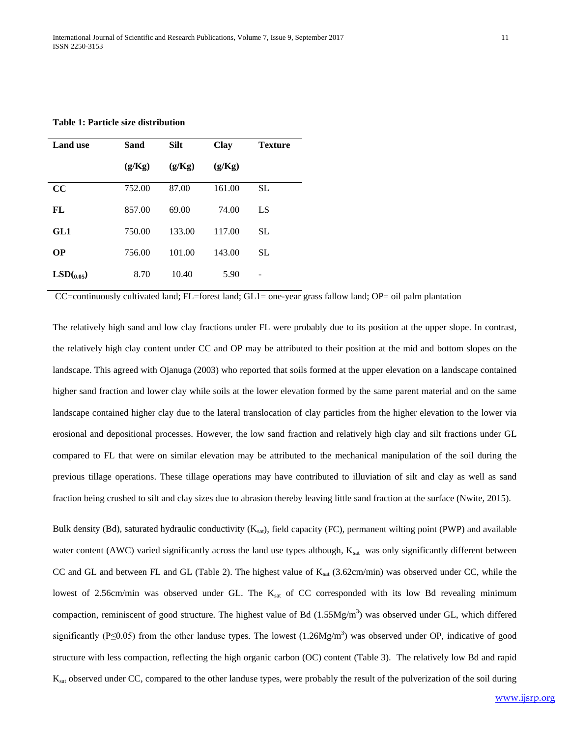**Table 1: Particle size distribution**

| Land use | Sand (g/Kg) | Silt (g/Kg) | Clay (g/Kg) | Texture |
|---|---|---|---|---|
| **CC** | 752.00 | 87.00 | 161.00 | SL |
| **FL** | 857.00 | 69.00 | 74.00 | LS |
| **GL1** | 750.00 | 133.00 | 117.00 | SL |
| **OP** | 756.00 | 101.00 | 143.00 | SL |
| **$LSD_{(0.05)}$** | 8.70 | 10.40 | 5.90 | - |

CC=continuously cultivated land; FL=forest land; GL1= one-year grass fallow land; OP= oil palm plantation

The relatively high sand and low clay fractions under FL were probably due to its position at the upper slope. In contrast, the relatively high clay content under CC and OP may be attributed to their position at the mid and bottom slopes on the landscape. This agreed with Ojanuga (2003) who reported that soils formed at the upper elevation on a landscape contained higher sand fraction and lower clay while soils at the lower elevation formed by the same parent material and on the same landscape contained higher clay due to the lateral translocation of clay particles from the higher elevation to the lower via erosional and depositional processes. However, the low sand fraction and relatively high clay and silt fractions under GL compared to FL that were on similar elevation may be attributed to the mechanical manipulation of the soil during the previous tillage operations. These tillage operations may have contributed to illuviation of silt and clay as well as sand fraction being crushed to silt and clay sizes due to abrasion thereby leaving little sand fraction at the surface (Nwite, 2015).

Bulk density (Bd), saturated hydraulic conductivity ($K_{sat}$), field capacity (FC), permanent wilting point (PWP) and available water content (AWC) varied significantly across the land use types although, $K_{sat}$ was only significantly different between CC and GL and between FL and GL (Table 2). The highest value of $K_{sat}$ (3.62cm/min) was observed under CC, while the lowest of 2.56cm/min was observed under GL. The $K_{sat}$ of CC corresponded with its low Bd revealing minimum compaction, reminiscent of good structure. The highest value of Bd (1.55Mg/$m^3$) was observed under GL, which differed significantly ($P \leq 0.05$) from the other landuse types. The lowest (1.26Mg/$m^3$) was observed under OP, indicative of good structure with less compaction, reflecting the high organic carbon (OC) content (Table 3). The relatively low Bd and rapid $K_{sat}$ observed under CC, compared to the other landuse types, were probably the result of the pulverization of the soil during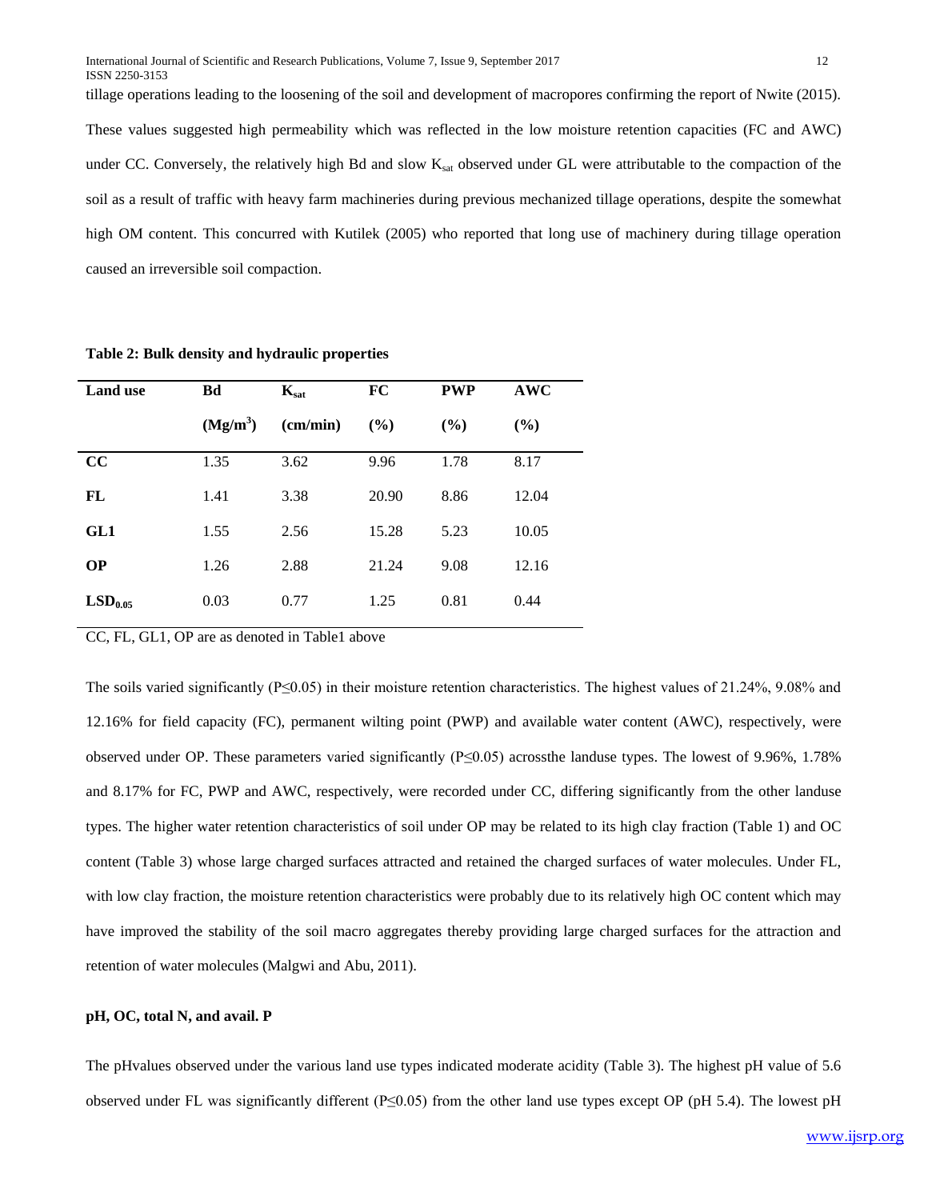tillage operations leading to the loosening of the soil and development of macropores confirming the report of Nwite (2015). These values suggested high permeability which was reflected in the low moisture retention capacities (FC and AWC) under CC. Conversely, the relatively high Bd and slow $K_{sat}$ observed under GL were attributable to the compaction of the soil as a result of traffic with heavy farm machineries during previous mechanized tillage operations, despite the somewhat high OM content. This concurred with Kutilek (2005) who reported that long use of machinery during tillage operation caused an irreversible soil compaction.

**Table 2: Bulk density and hydraulic properties**

| Land use | Bd ($Mg/m^3$) | $K_{sat}$ (cm/min) | FC (%) | PWP (%) | AWC (%) |
|---|---|---|---|---|---|
| **CC** | 1.35 | 3.62 | 9.96 | 1.78 | 8.17 |
| **FL** | 1.41 | 3.38 | 20.90 | 8.86 | 12.04 |
| **GL1** | 1.55 | 2.56 | 15.28 | 5.23 | 10.05 |
| **OP** | 1.26 | 2.88 | 21.24 | 9.08 | 12.16 |
| **$LSD_{0.05}$** | 0.03 | 0.77 | 1.25 | 0.81 | 0.44 |

CC, FL, GL1, OP are as denoted in Table1 above

The soils varied significantly ($P \leq 0.05$) in their moisture retention characteristics. The highest values of 21.24%, 9.08% and 12.16% for field capacity (FC), permanent wilting point (PWP) and available water content (AWC), respectively, were observed under OP. These parameters varied significantly ($P \leq 0.05$) acrossthe landuse types. The lowest of 9.96%, 1.78% and 8.17% for FC, PWP and AWC, respectively, were recorded under CC, differing significantly from the other landuse types. The higher water retention characteristics of soil under OP may be related to its high clay fraction (Table 1) and OC content (Table 3) whose large charged surfaces attracted and retained the charged surfaces of water molecules. Under FL, with low clay fraction, the moisture retention characteristics were probably due to its relatively high OC content which may have improved the stability of the soil macro aggregates thereby providing large charged surfaces for the attraction and retention of water molecules (Malgwi and Abu, 2011).

**pH, OC, total N, and avail. P**

The pHvalues observed under the various land use types indicated moderate acidity (Table 3). The highest pH value of 5.6 observed under FL was significantly different ($P \leq 0.05$) from the other land use types except OP (pH 5.4). The lowest pH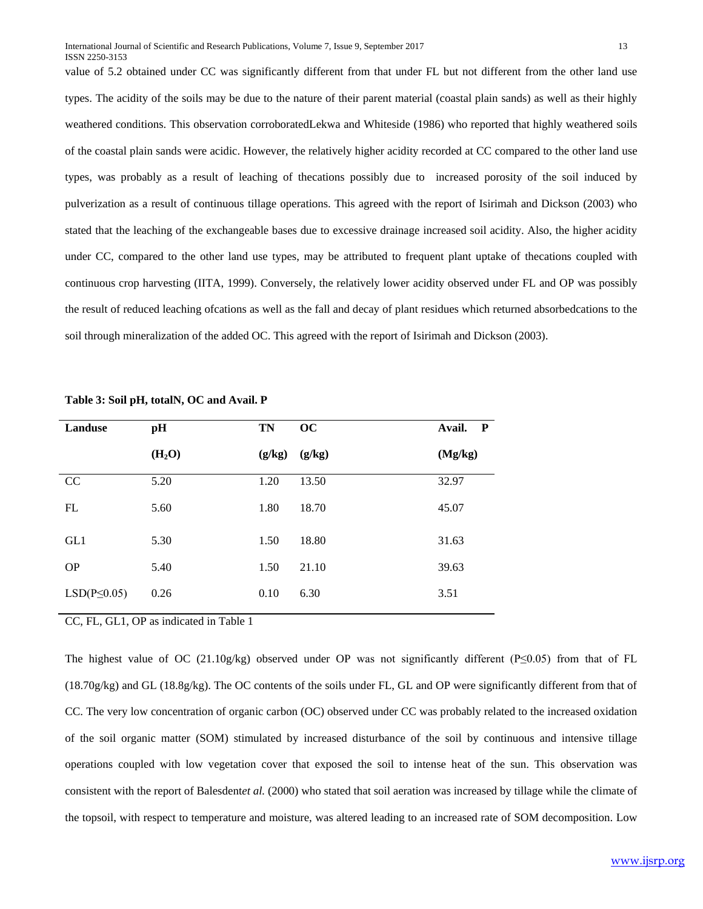value of 5.2 obtained under CC was significantly different from that under FL but not different from the other land use types. The acidity of the soils may be due to the nature of their parent material (coastal plain sands) as well as their highly weathered conditions. This observation corroboratedLekwa and Whiteside (1986) who reported that highly weathered soils of the coastal plain sands were acidic. However, the relatively higher acidity recorded at CC compared to the other land use types, was probably as a result of leaching of thecations possibly due to increased porosity of the soil induced by pulverization as a result of continuous tillage operations. This agreed with the report of Isirimah and Dickson (2003) who stated that the leaching of the exchangeable bases due to excessive drainage increased soil acidity. Also, the higher acidity under CC, compared to the other land use types, may be attributed to frequent plant uptake of thecations coupled with continuous crop harvesting (IITA, 1999). Conversely, the relatively lower acidity observed under FL and OP was possibly the result of reduced leaching ofcations as well as the fall and decay of plant residues which returned absorbedcations to the soil through mineralization of the added OC. This agreed with the report of Isirimah and Dickson (2003).

**Table 3: Soil pH, totalN, OC and Avail. P**

| Landuse | pH ($H_2O$) | TN (g/kg) | OC (g/kg) | Avail. P (Mg/kg) |
|---|---|---|---|---|
| CC | 5.20 | 1.20 | 13.50 | 32.97 |
| FL | 5.60 | 1.80 | 18.70 | 45.07 |
| GL1 | 5.30 | 1.50 | 18.80 | 31.63 |
| OP | 5.40 | 1.50 | 21.10 | 39.63 |
| LSD($P \leq 0.05$) | 0.26 | 0.10 | 6.30 | 3.51 |

CC, FL, GL1, OP as indicated in Table 1

The highest value of OC (21.10g/kg) observed under OP was not significantly different ($P \leq 0.05$) from that of FL (18.70g/kg) and GL (18.8g/kg). The OC contents of the soils under FL, GL and OP were significantly different from that of CC. The very low concentration of organic carbon (OC) observed under CC was probably related to the increased oxidation of the soil organic matter (SOM) stimulated by increased disturbance of the soil by continuous and intensive tillage operations coupled with low vegetation cover that exposed the soil to intense heat of the sun. This observation was consistent with the report of Balesdent*et al.* (2000) who stated that soil aeration was increased by tillage while the climate of the topsoil, with respect to temperature and moisture, was altered leading to an increased rate of SOM decomposition. Low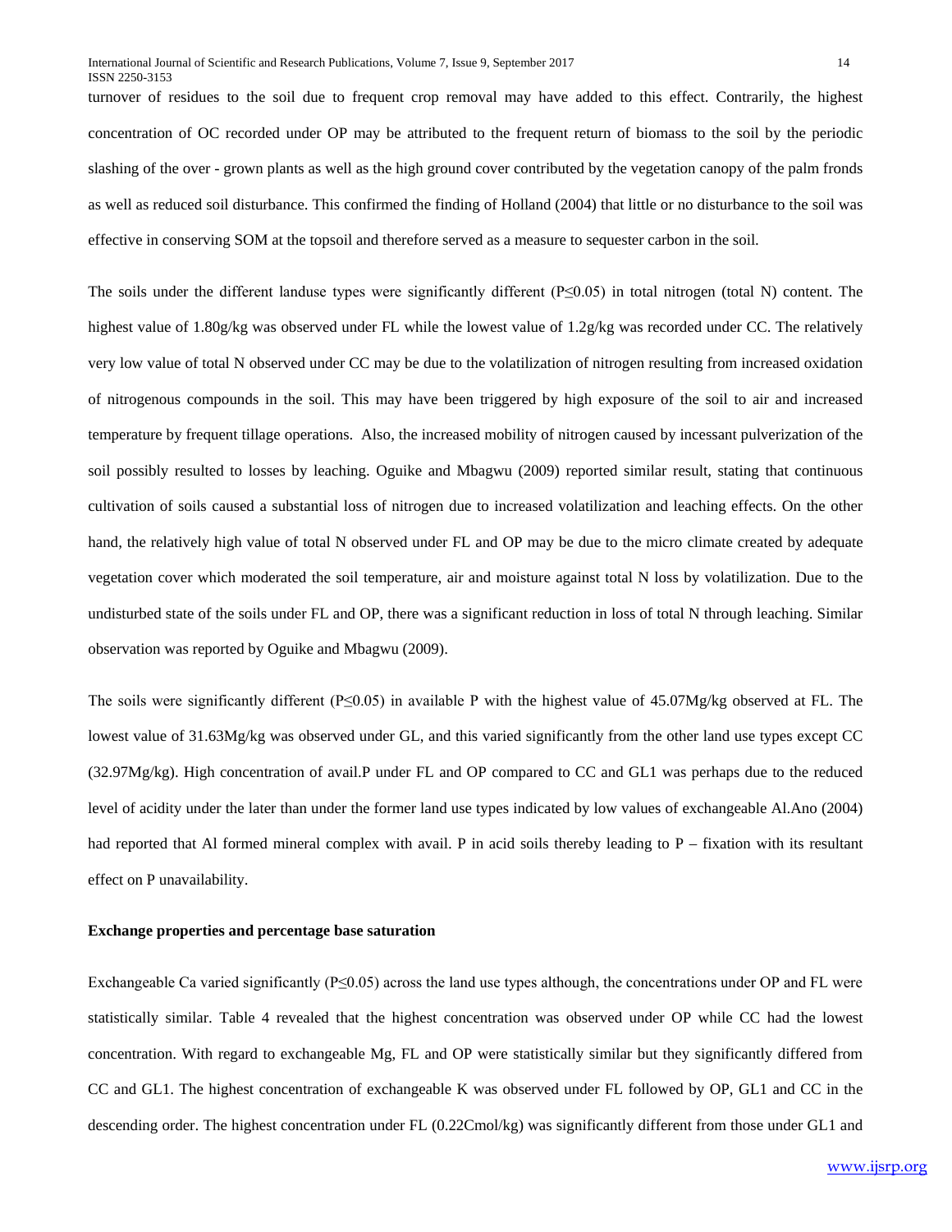turnover of residues to the soil due to frequent crop removal may have added to this effect. Contrarily, the highest concentration of OC recorded under OP may be attributed to the frequent return of biomass to the soil by the periodic slashing of the over - grown plants as well as the high ground cover contributed by the vegetation canopy of the palm fronds as well as reduced soil disturbance. This confirmed the finding of Holland (2004) that little or no disturbance to the soil was effective in conserving SOM at the topsoil and therefore served as a measure to sequester carbon in the soil.

The soils under the different landuse types were significantly different ($P \leq 0.05$) in total nitrogen (total N) content. The highest value of 1.80g/kg was observed under FL while the lowest value of 1.2g/kg was recorded under CC. The relatively very low value of total N observed under CC may be due to the volatilization of nitrogen resulting from increased oxidation of nitrogenous compounds in the soil. This may have been triggered by high exposure of the soil to air and increased temperature by frequent tillage operations. Also, the increased mobility of nitrogen caused by incessant pulverization of the soil possibly resulted to losses by leaching. Oguike and Mbagwu (2009) reported similar result, stating that continuous cultivation of soils caused a substantial loss of nitrogen due to increased volatilization and leaching effects. On the other hand, the relatively high value of total N observed under FL and OP may be due to the micro climate created by adequate vegetation cover which moderated the soil temperature, air and moisture against total N loss by volatilization. Due to the undisturbed state of the soils under FL and OP, there was a significant reduction in loss of total N through leaching. Similar observation was reported by Oguike and Mbagwu (2009).

The soils were significantly different ($P \leq 0.05$) in available P with the highest value of 45.07Mg/kg observed at FL. The lowest value of 31.63Mg/kg was observed under GL, and this varied significantly from the other land use types except CC (32.97Mg/kg). High concentration of avail.P under FL and OP compared to CC and GL1 was perhaps due to the reduced level of acidity under the later than under the former land use types indicated by low values of exchangeable Al.Ano (2004) had reported that Al formed mineral complex with avail. P in acid soils thereby leading to P – fixation with its resultant effect on P unavailability.

### Exchange properties and percentage base saturation

Exchangeable Ca varied significantly ($P \leq 0.05$) across the land use types although, the concentrations under OP and FL were statistically similar. Table 4 revealed that the highest concentration was observed under OP while CC had the lowest concentration. With regard to exchangeable Mg, FL and OP were statistically similar but they significantly differed from CC and GL1. The highest concentration of exchangeable K was observed under FL followed by OP, GL1 and CC in the descending order. The highest concentration under FL (0.22Cmol/kg) was significantly different from those under GL1 and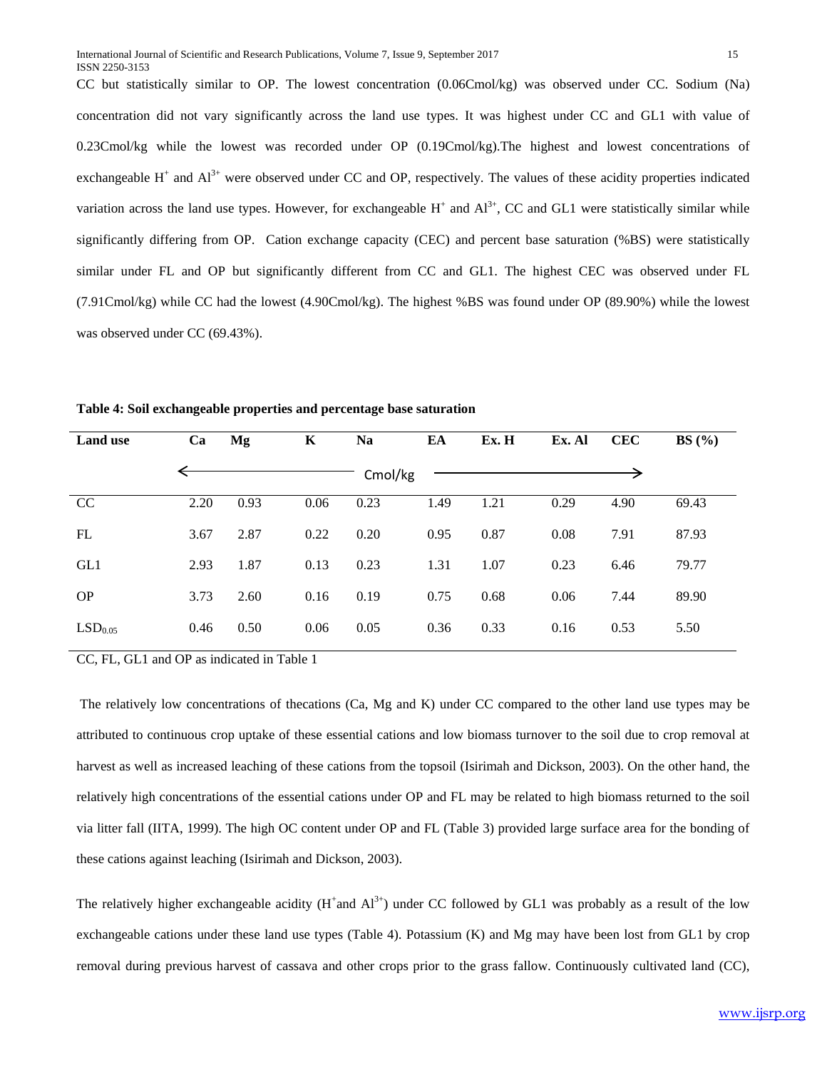CC but statistically similar to OP. The lowest concentration (0.06Cmol/kg) was observed under CC. Sodium (Na) concentration did not vary significantly across the land use types. It was highest under CC and GL1 with value of 0.23Cmol/kg while the lowest was recorded under OP (0.19Cmol/kg).The highest and lowest concentrations of exchangeable $H^+$ and $Al^{3+}$ were observed under CC and OP, respectively. The values of these acidity properties indicated variation across the land use types. However, for exchangeable $H^+$ and $Al^{3+}$, CC and GL1 were statistically similar while significantly differing from OP. Cation exchange capacity (CEC) and percent base saturation (%BS) were statistically similar under FL and OP but significantly different from CC and GL1. The highest CEC was observed under FL (7.91Cmol/kg) while CC had the lowest (4.90Cmol/kg). The highest %BS was found under OP (89.90%) while the lowest was observed under CC (69.43%).

**Table 4: Soil exchangeable properties and percentage base saturation**

| Land use | Ca | Mg | K | Na | EA | Ex. H | Ex. Al | CEC | BS (%) |
|---|---|---|---|---|---|---|---|---|---|
| | ← | | | Cmol/kg | | | | → | |
| CC | 2.20 | 0.93 | 0.06 | 0.23 | 1.49 | 1.21 | 0.29 | 4.90 | 69.43 |
| FL | 3.67 | 2.87 | 0.22 | 0.20 | 0.95 | 0.87 | 0.08 | 7.91 | 87.93 |
| GL1 | 2.93 | 1.87 | 0.13 | 0.23 | 1.31 | 1.07 | 0.23 | 6.46 | 79.77 |
| OP | 3.73 | 2.60 | 0.16 | 0.19 | 0.75 | 0.68 | 0.06 | 7.44 | 89.90 |
| $LSD_{0.05}$ | 0.46 | 0.50 | 0.06 | 0.05 | 0.36 | 0.33 | 0.16 | 0.53 | 5.50 |

CC, FL, GL1 and OP as indicated in Table 1

The relatively low concentrations of thecations (Ca, Mg and K) under CC compared to the other land use types may be attributed to continuous crop uptake of these essential cations and low biomass turnover to the soil due to crop removal at harvest as well as increased leaching of these cations from the topsoil (Isirimah and Dickson, 2003). On the other hand, the relatively high concentrations of the essential cations under OP and FL may be related to high biomass returned to the soil via litter fall (IITA, 1999). The high OC content under OP and FL (Table 3) provided large surface area for the bonding of these cations against leaching (Isirimah and Dickson, 2003).

The relatively higher exchangeable acidity ($H^+$and $Al^{3+}$) under CC followed by GL1 was probably as a result of the low exchangeable cations under these land use types (Table 4). Potassium (K) and Mg may have been lost from GL1 by crop removal during previous harvest of cassava and other crops prior to the grass fallow. Continuously cultivated land (CC),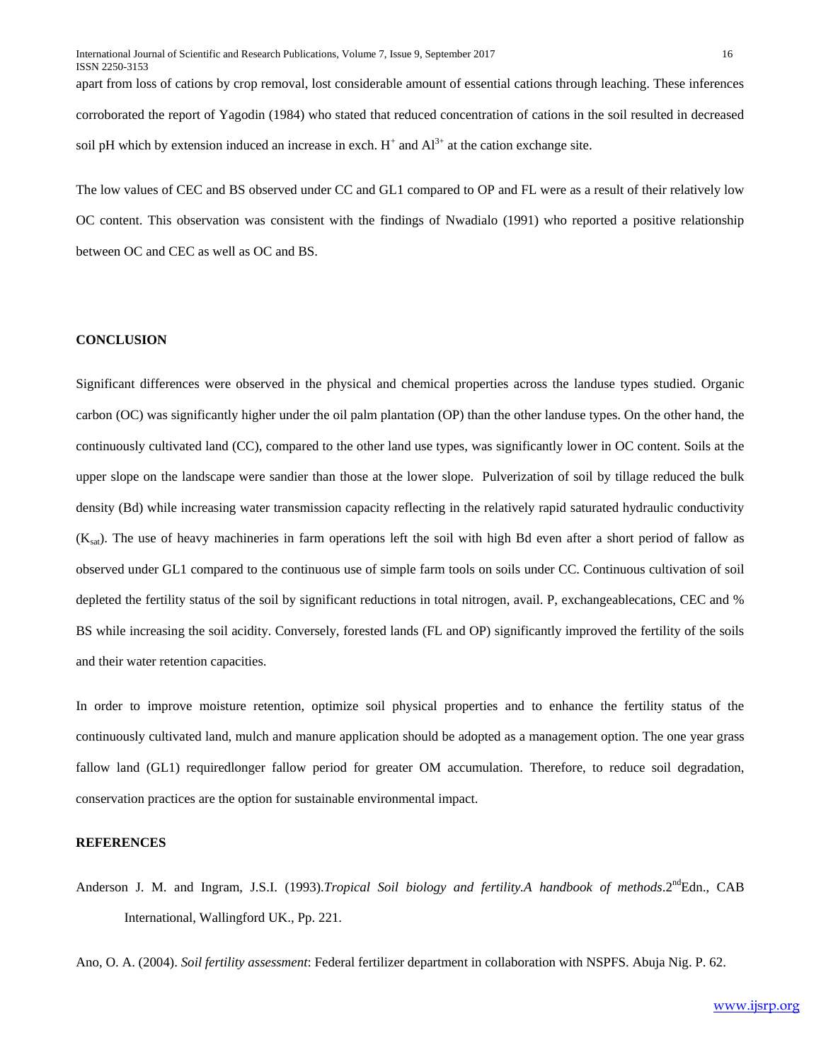apart from loss of cations by crop removal, lost considerable amount of essential cations through leaching. These inferences corroborated the report of Yagodin (1984) who stated that reduced concentration of cations in the soil resulted in decreased soil pH which by extension induced an increase in exch. $H^+$ and $Al^{3+}$ at the cation exchange site.

The low values of CEC and BS observed under CC and GL1 compared to OP and FL were as a result of their relatively low OC content. This observation was consistent with the findings of Nwadialo (1991) who reported a positive relationship between OC and CEC as well as OC and BS.

## CONCLUSION

Significant differences were observed in the physical and chemical properties across the landuse types studied. Organic carbon (OC) was significantly higher under the oil palm plantation (OP) than the other landuse types. On the other hand, the continuously cultivated land (CC), compared to the other land use types, was significantly lower in OC content. Soils at the upper slope on the landscape were sandier than those at the lower slope. Pulverization of soil by tillage reduced the bulk density (Bd) while increasing water transmission capacity reflecting in the relatively rapid saturated hydraulic conductivity ($K_{sat}$). The use of heavy machineries in farm operations left the soil with high Bd even after a short period of fallow as observed under GL1 compared to the continuous use of simple farm tools on soils under CC. Continuous cultivation of soil depleted the fertility status of the soil by significant reductions in total nitrogen, avail. P, exchangeablecations, CEC and % BS while increasing the soil acidity. Conversely, forested lands (FL and OP) significantly improved the fertility of the soils and their water retention capacities.

In order to improve moisture retention, optimize soil physical properties and to enhance the fertility status of the continuously cultivated land, mulch and manure application should be adopted as a management option. The one year grass fallow land (GL1) requiredlonger fallow period for greater OM accumulation. Therefore, to reduce soil degradation, conservation practices are the option for sustainable environmental impact.

## REFERENCES

Anderson J. M. and Ingram, J.S.I. (1993).*Tropical Soil biology and fertility.A handbook of methods*.2nd Edn., CAB International, Wallingford UK., Pp. 221.

Ano, O. A. (2004). *Soil fertility assessment*: Federal fertilizer department in collaboration with NSPFS. Abuja Nig. P. 62.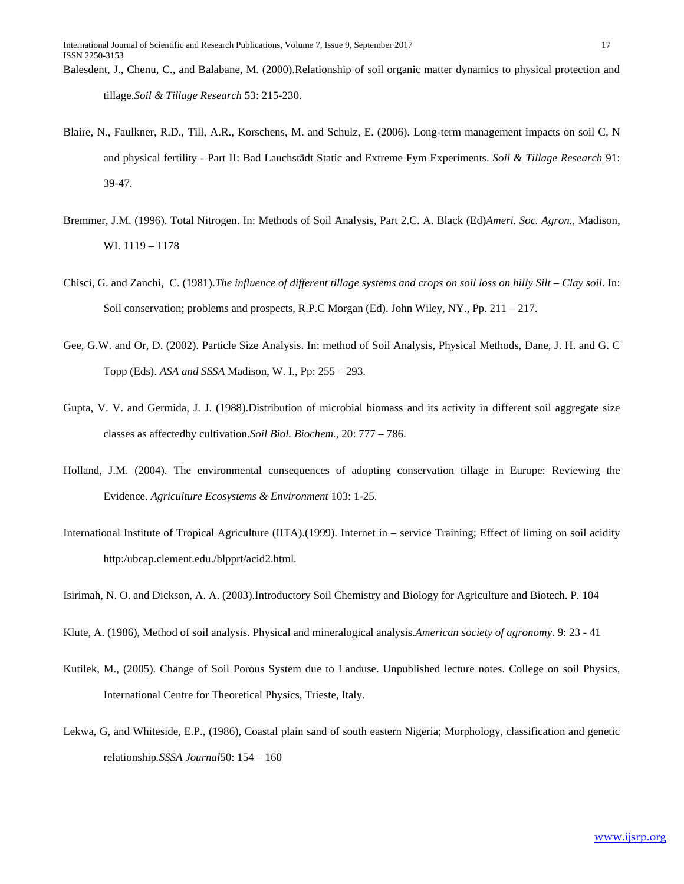Balesdent, J., Chenu, C., and Balabane, M. (2000).Relationship of soil organic matter dynamics to physical protection and tillage.*Soil & Tillage Research* 53: 215-230.

Blaire, N., Faulkner, R.D., Till, A.R., Korschens, M. and Schulz, E. (2006). Long-term management impacts on soil C, N and physical fertility - Part II: Bad Lauchstädt Static and Extreme Fym Experiments. *Soil & Tillage Research* 91: 39-47.

Bremmer, J.M. (1996). Total Nitrogen. In: Methods of Soil Analysis, Part 2.C. A. Black (Ed)*Ameri. Soc. Agron.*, Madison, WI. 1119 – 1178

Chisci, G. and Zanchi, C. (1981).*The influence of different tillage systems and crops on soil loss on hilly Silt – Clay soil*. In: Soil conservation; problems and prospects, R.P.C Morgan (Ed). John Wiley, NY., Pp. 211 – 217.

Gee, G.W. and Or, D. (2002). Particle Size Analysis. In: method of Soil Analysis, Physical Methods, Dane, J. H. and G. C Topp (Eds). *ASA and SSSA* Madison, W. I., Pp: 255 – 293.

Gupta, V. V. and Germida, J. J. (1988).Distribution of microbial biomass and its activity in different soil aggregate size classes as affectedby cultivation.*Soil Biol. Biochem.*, 20: 777 – 786.

Holland, J.M. (2004). The environmental consequences of adopting conservation tillage in Europe: Reviewing the Evidence. *Agriculture Ecosystems & Environment* 103: 1-25.

International Institute of Tropical Agriculture (IITA).(1999). Internet in – service Training; Effect of liming on soil acidity http:/ubcap.clement.edu./blpprt/acid2.html.

Isirimah, N. O. and Dickson, A. A. (2003).Introductory Soil Chemistry and Biology for Agriculture and Biotech. P. 104

Klute, A. (1986), Method of soil analysis. Physical and mineralogical analysis.*American society of agronomy*. 9: 23 - 41

Kutilek, M., (2005). Change of Soil Porous System due to Landuse. Unpublished lecture notes. College on soil Physics, International Centre for Theoretical Physics, Trieste, Italy.

Lekwa, G, and Whiteside, E.P., (1986), Coastal plain sand of south eastern Nigeria; Morphology, classification and genetic relationship.*SSSA Journal*50: 154 – 160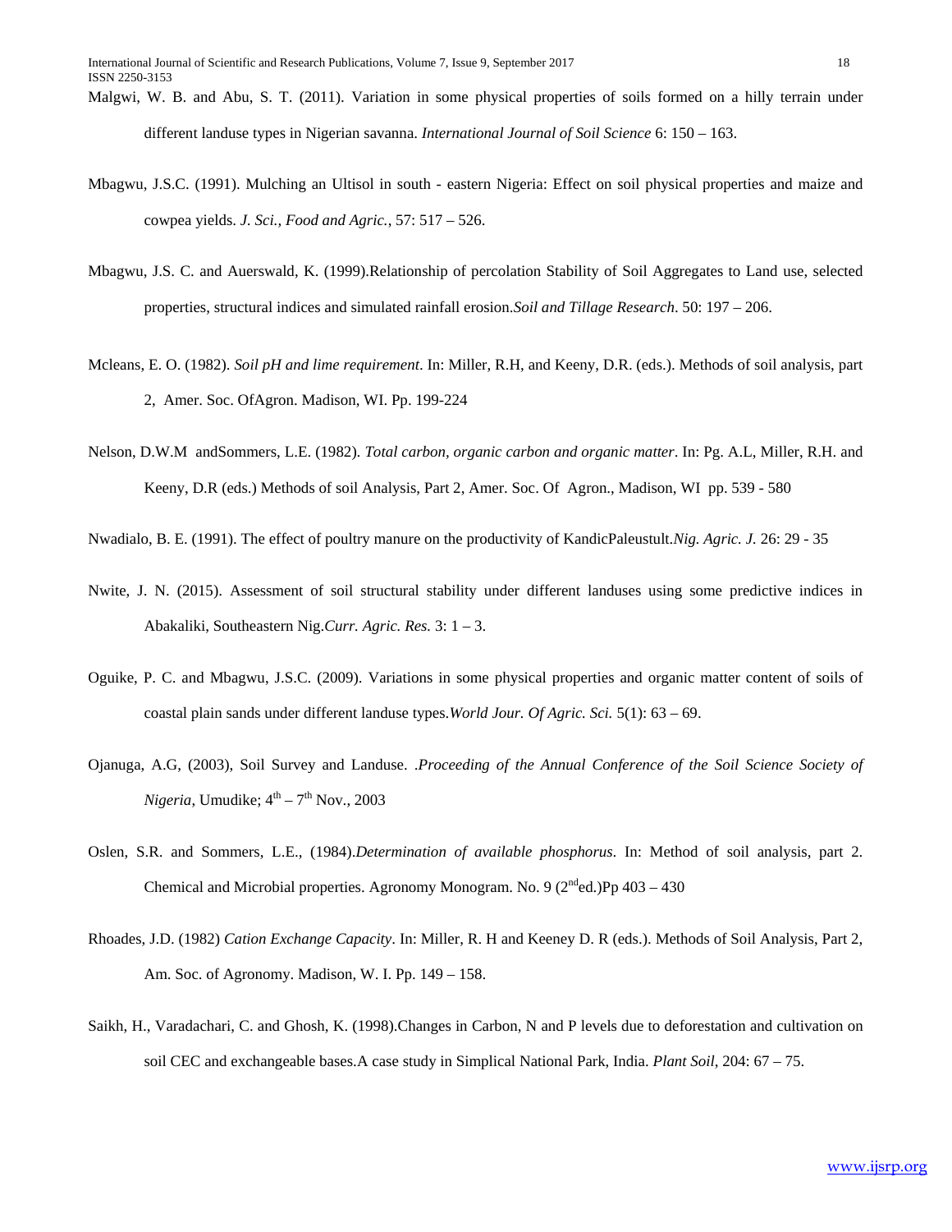Malgwi, W. B. and Abu, S. T. (2011). Variation in some physical properties of soils formed on a hilly terrain under different landuse types in Nigerian savanna. *International Journal of Soil Science* 6: 150 – 163.

Mbagwu, J.S.C. (1991). Mulching an Ultisol in south - eastern Nigeria: Effect on soil physical properties and maize and cowpea yields. *J. Sci., Food and Agric.*, 57: 517 – 526.

Mbagwu, J.S. C. and Auerswald, K. (1999).Relationship of percolation Stability of Soil Aggregates to Land use, selected properties, structural indices and simulated rainfall erosion.*Soil and Tillage Research*. 50: 197 – 206.

Mcleans, E. O. (1982). *Soil pH and lime requirement*. In: Miller, R.H, and Keeny, D.R. (eds.). Methods of soil analysis, part 2, Amer. Soc. OfAgron. Madison, WI. Pp. 199-224

Nelson, D.W.M andSommers, L.E. (1982). *Total carbon, organic carbon and organic matter*. In: Pg. A.L, Miller, R.H. and Keeny, D.R (eds.) Methods of soil Analysis, Part 2, Amer. Soc. Of Agron., Madison, WI pp. 539 - 580

Nwadialo, B. E. (1991). The effect of poultry manure on the productivity of KandicPaleustult.*Nig. Agric. J.* 26: 29 - 35

Nwite, J. N. (2015). Assessment of soil structural stability under different landuses using some predictive indices in Abakaliki, Southeastern Nig.*Curr. Agric. Res.* 3: 1 – 3.

Oguike, P. C. and Mbagwu, J.S.C. (2009). Variations in some physical properties and organic matter content of soils of coastal plain sands under different landuse types.*World Jour. Of Agric. Sci.* 5(1): 63 – 69.

Ojanuga, A.G, (2003), Soil Survey and Landuse. .*Proceeding of the Annual Conference of the Soil Science Society of Nigeria*, Umudike; 4th – 7th Nov., 2003

Oslen, S.R. and Sommers, L.E., (1984).*Determination of available phosphorus*. In: Method of soil analysis, part 2. Chemical and Microbial properties. Agronomy Monogram. No. 9 (2nded.)Pp 403 – 430

Rhoades, J.D. (1982) *Cation Exchange Capacity*. In: Miller, R. H and Keeney D. R (eds.). Methods of Soil Analysis, Part 2, Am. Soc. of Agronomy. Madison, W. I. Pp. 149 – 158.

Saikh, H., Varadachari, C. and Ghosh, K. (1998).Changes in Carbon, N and P levels due to deforestation and cultivation on soil CEC and exchangeable bases.A case study in Simplical National Park, India. *Plant Soil*, 204: 67 – 75.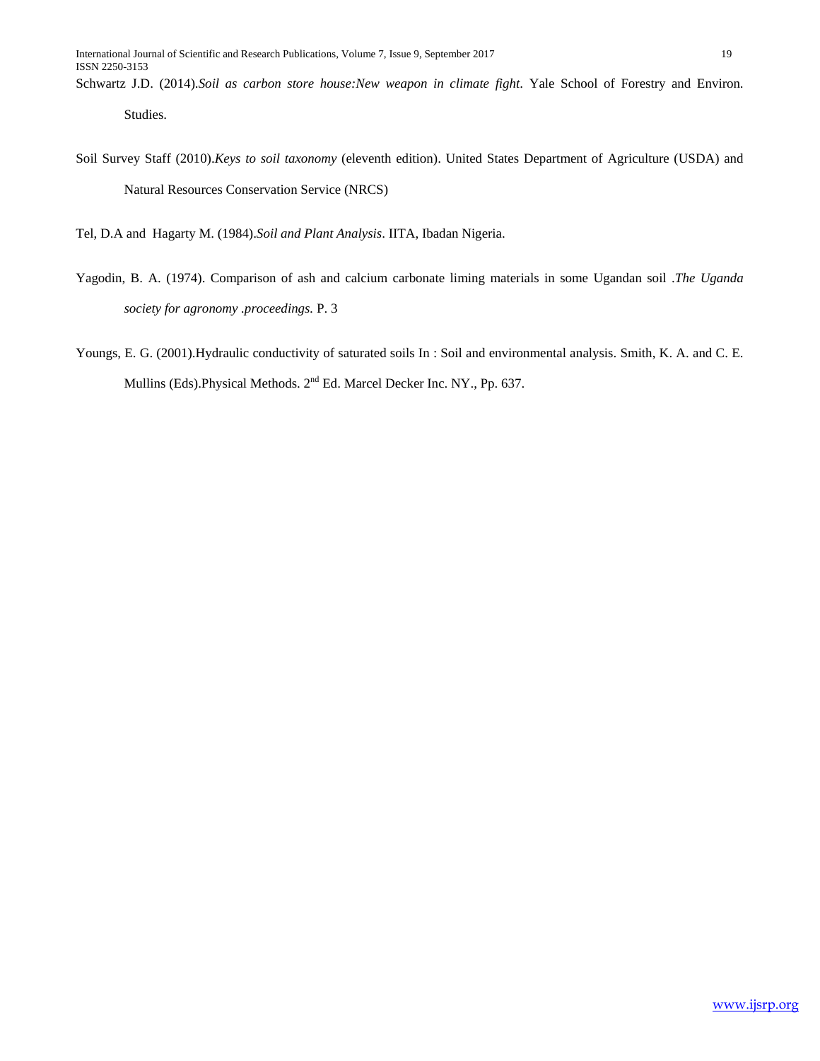Schwartz J.D. (2014).*Soil as carbon store house:New weapon in climate fight*. Yale School of Forestry and Environ. Studies.

Soil Survey Staff (2010).*Keys to soil taxonomy* (eleventh edition). United States Department of Agriculture (USDA) and Natural Resources Conservation Service (NRCS)

Tel, D.A and Hagarty M. (1984).*Soil and Plant Analysis*. IITA, Ibadan Nigeria.

Yagodin, B. A. (1974). Comparison of ash and calcium carbonate liming materials in some Ugandan soil .*The Uganda society for agronomy .proceedings.* P. 3

Youngs, E. G. (2001).Hydraulic conductivity of saturated soils In : Soil and environmental analysis. Smith, K. A. and C. E. Mullins (Eds).Physical Methods. 2nd Ed. Marcel Decker Inc. NY., Pp. 637.